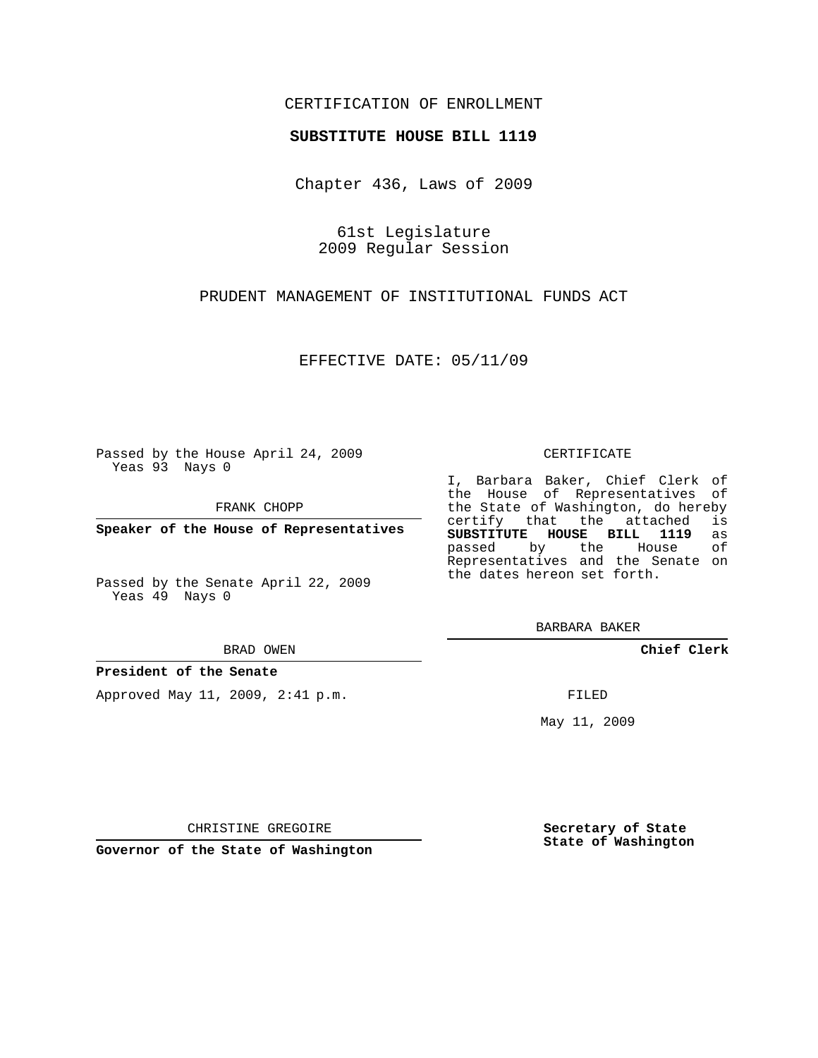CERTIFICATION OF ENROLLMENT

**SUBSTITUTE HOUSE BILL 1119**

Chapter 436, Laws of 2009

61st Legislature
2009 Regular Session

PRUDENT MANAGEMENT OF INSTITUTIONAL FUNDS ACT

EFFECTIVE DATE: 05/11/09

Passed by the House April 24, 2009
Yeas 93 Nays 0

FRANK CHOPP

**Speaker of the House of Representatives**

Passed by the Senate April 22, 2009
Yeas 49 Nays 0

BRAD OWEN

**President of the Senate**

Approved May 11, 2009, 2:41 p.m.

CHRISTINE GREGOIRE

**Governor of the State of Washington**

CERTIFICATE

I, Barbara Baker, Chief Clerk of the House of Representatives of the State of Washington, do hereby certify that the attached is **SUBSTITUTE HOUSE BILL 1119** as passed by the House of Representatives and the Senate on the dates hereon set forth.

BARBARA BAKER

**Chief Clerk**

FILED

May 11, 2009

**Secretary of State**
**State of Washington**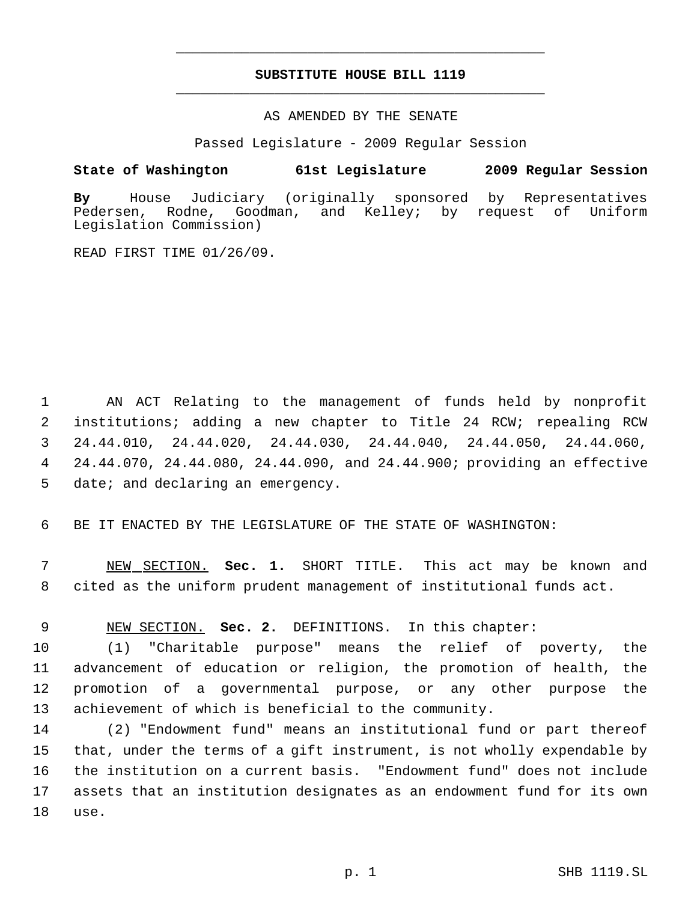# SUBSTITUTE HOUSE BILL 1119

AS AMENDED BY THE SENATE

Passed Legislature - 2009 Regular Session

**State of Washington 61st Legislature 2009 Regular Session**

**By** House Judiciary (originally sponsored by Representatives Pedersen, Rodne, Goodman, and Kelley; by request of Uniform Legislation Commission)

READ FIRST TIME 01/26/09.

AN ACT Relating to the management of funds held by nonprofit institutions; adding a new chapter to Title 24 RCW; repealing RCW 24.44.010, 24.44.020, 24.44.030, 24.44.040, 24.44.050, 24.44.060, 24.44.070, 24.44.080, 24.44.090, and 24.44.900; providing an effective date; and declaring an emergency.

BE IT ENACTED BY THE LEGISLATURE OF THE STATE OF WASHINGTON:

NEW SECTION. **Sec. 1.** SHORT TITLE. This act may be known and cited as the uniform prudent management of institutional funds act.

NEW SECTION. **Sec. 2.** DEFINITIONS. In this chapter:

(1) "Charitable purpose" means the relief of poverty, the advancement of education or religion, the promotion of health, the promotion of a governmental purpose, or any other purpose the achievement of which is beneficial to the community.

(2) "Endowment fund" means an institutional fund or part thereof that, under the terms of a gift instrument, is not wholly expendable by the institution on a current basis. "Endowment fund" does not include assets that an institution designates as an endowment fund for its own use.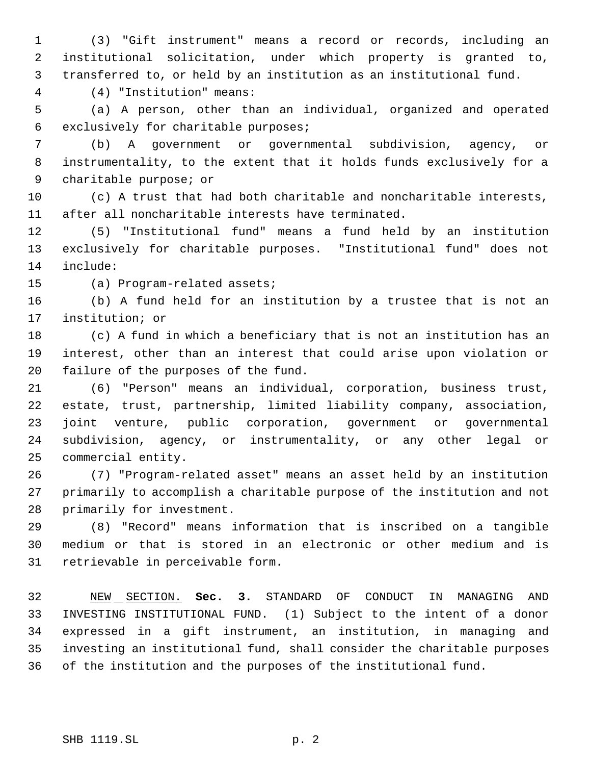(3) "Gift instrument" means a record or records, including an institutional solicitation, under which property is granted to, transferred to, or held by an institution as an institutional fund.

(4) "Institution" means:

(a) A person, other than an individual, organized and operated exclusively for charitable purposes;

(b) A government or governmental subdivision, agency, or instrumentality, to the extent that it holds funds exclusively for a charitable purpose; or

(c) A trust that had both charitable and noncharitable interests, after all noncharitable interests have terminated.

(5) "Institutional fund" means a fund held by an institution exclusively for charitable purposes. "Institutional fund" does not include:

(a) Program-related assets;

(b) A fund held for an institution by a trustee that is not an institution; or

(c) A fund in which a beneficiary that is not an institution has an interest, other than an interest that could arise upon violation or failure of the purposes of the fund.

(6) "Person" means an individual, corporation, business trust, estate, trust, partnership, limited liability company, association, joint venture, public corporation, government or governmental subdivision, agency, or instrumentality, or any other legal or commercial entity.

(7) "Program-related asset" means an asset held by an institution primarily to accomplish a charitable purpose of the institution and not primarily for investment.

(8) "Record" means information that is inscribed on a tangible medium or that is stored in an electronic or other medium and is retrievable in perceivable form.

NEW SECTION. **Sec. 3.** STANDARD OF CONDUCT IN MANAGING AND INVESTING INSTITUTIONAL FUND. (1) Subject to the intent of a donor expressed in a gift instrument, an institution, in managing and investing an institutional fund, shall consider the charitable purposes of the institution and the purposes of the institutional fund.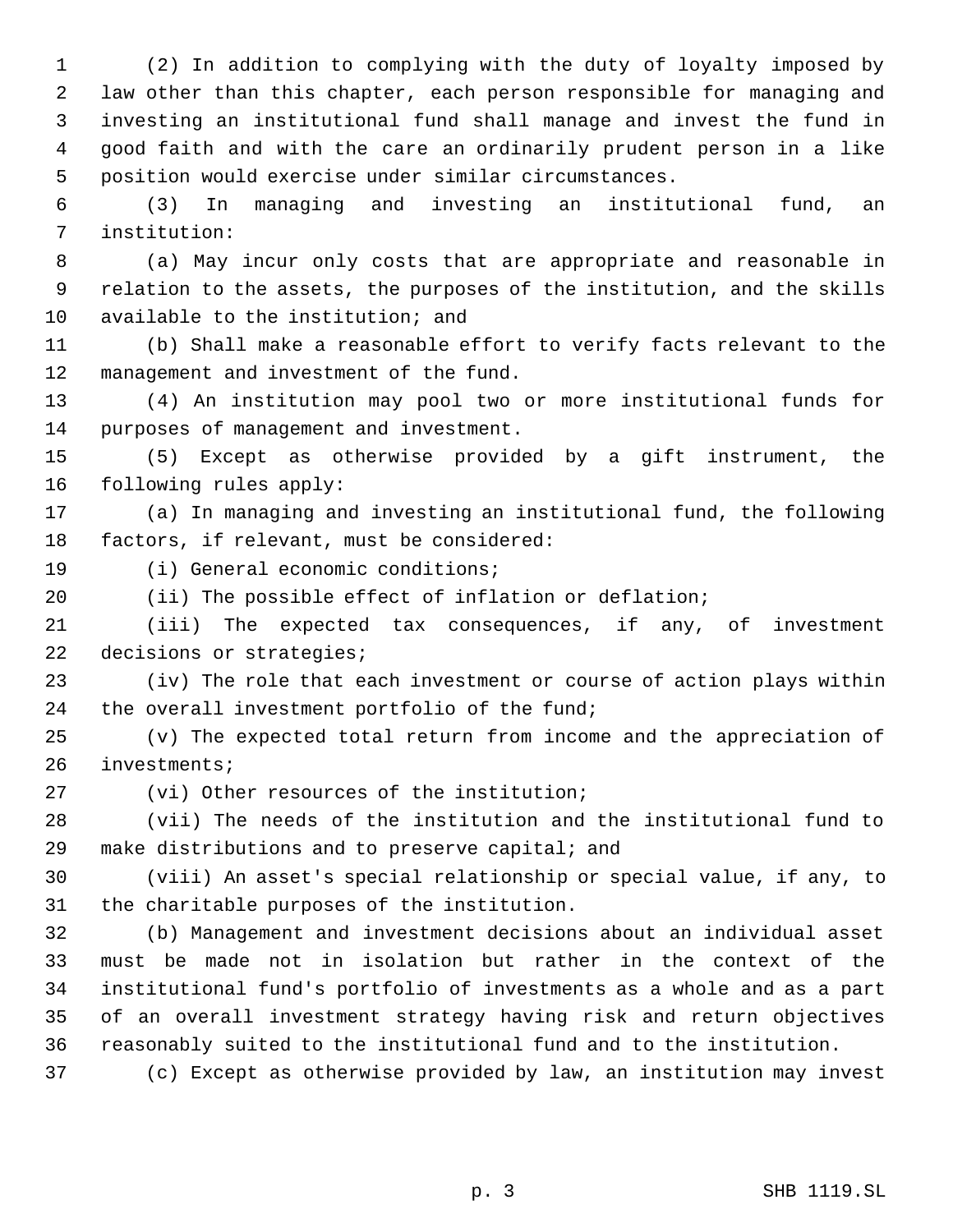(2) In addition to complying with the duty of loyalty imposed by law other than this chapter, each person responsible for managing and investing an institutional fund shall manage and invest the fund in good faith and with the care an ordinarily prudent person in a like position would exercise under similar circumstances.

(3) In managing and investing an institutional fund, an institution:

(a) May incur only costs that are appropriate and reasonable in relation to the assets, the purposes of the institution, and the skills available to the institution; and

(b) Shall make a reasonable effort to verify facts relevant to the management and investment of the fund.

(4) An institution may pool two or more institutional funds for purposes of management and investment.

(5) Except as otherwise provided by a gift instrument, the following rules apply:

(a) In managing and investing an institutional fund, the following factors, if relevant, must be considered:

(i) General economic conditions;

(ii) The possible effect of inflation or deflation;

(iii) The expected tax consequences, if any, of investment decisions or strategies;

(iv) The role that each investment or course of action plays within the overall investment portfolio of the fund;

(v) The expected total return from income and the appreciation of investments;

(vi) Other resources of the institution;

(vii) The needs of the institution and the institutional fund to make distributions and to preserve capital; and

(viii) An asset's special relationship or special value, if any, to the charitable purposes of the institution.

(b) Management and investment decisions about an individual asset must be made not in isolation but rather in the context of the institutional fund's portfolio of investments as a whole and as a part of an overall investment strategy having risk and return objectives reasonably suited to the institutional fund and to the institution.

(c) Except as otherwise provided by law, an institution may invest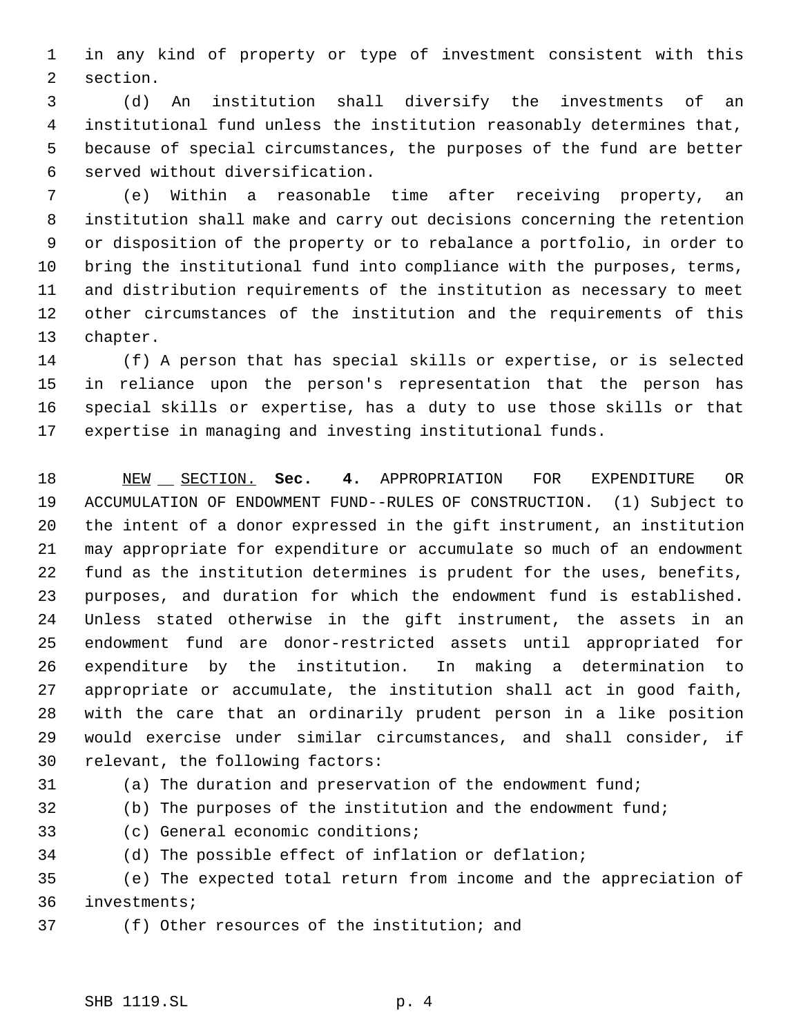in any kind of property or type of investment consistent with this section.

(d) An institution shall diversify the investments of an institutional fund unless the institution reasonably determines that, because of special circumstances, the purposes of the fund are better served without diversification.

(e) Within a reasonable time after receiving property, an institution shall make and carry out decisions concerning the retention or disposition of the property or to rebalance a portfolio, in order to bring the institutional fund into compliance with the purposes, terms, and distribution requirements of the institution as necessary to meet other circumstances of the institution and the requirements of this chapter.

(f) A person that has special skills or expertise, or is selected in reliance upon the person's representation that the person has special skills or expertise, has a duty to use those skills or that expertise in managing and investing institutional funds.

NEW SECTION. **Sec. 4.** APPROPRIATION FOR EXPENDITURE OR ACCUMULATION OF ENDOWMENT FUND--RULES OF CONSTRUCTION. (1) Subject to the intent of a donor expressed in the gift instrument, an institution may appropriate for expenditure or accumulate so much of an endowment fund as the institution determines is prudent for the uses, benefits, purposes, and duration for which the endowment fund is established. Unless stated otherwise in the gift instrument, the assets in an endowment fund are donor-restricted assets until appropriated for expenditure by the institution. In making a determination to appropriate or accumulate, the institution shall act in good faith, with the care that an ordinarily prudent person in a like position would exercise under similar circumstances, and shall consider, if relevant, the following factors:

(a) The duration and preservation of the endowment fund;

(b) The purposes of the institution and the endowment fund;

(c) General economic conditions;

(d) The possible effect of inflation or deflation;

(e) The expected total return from income and the appreciation of investments;

(f) Other resources of the institution; and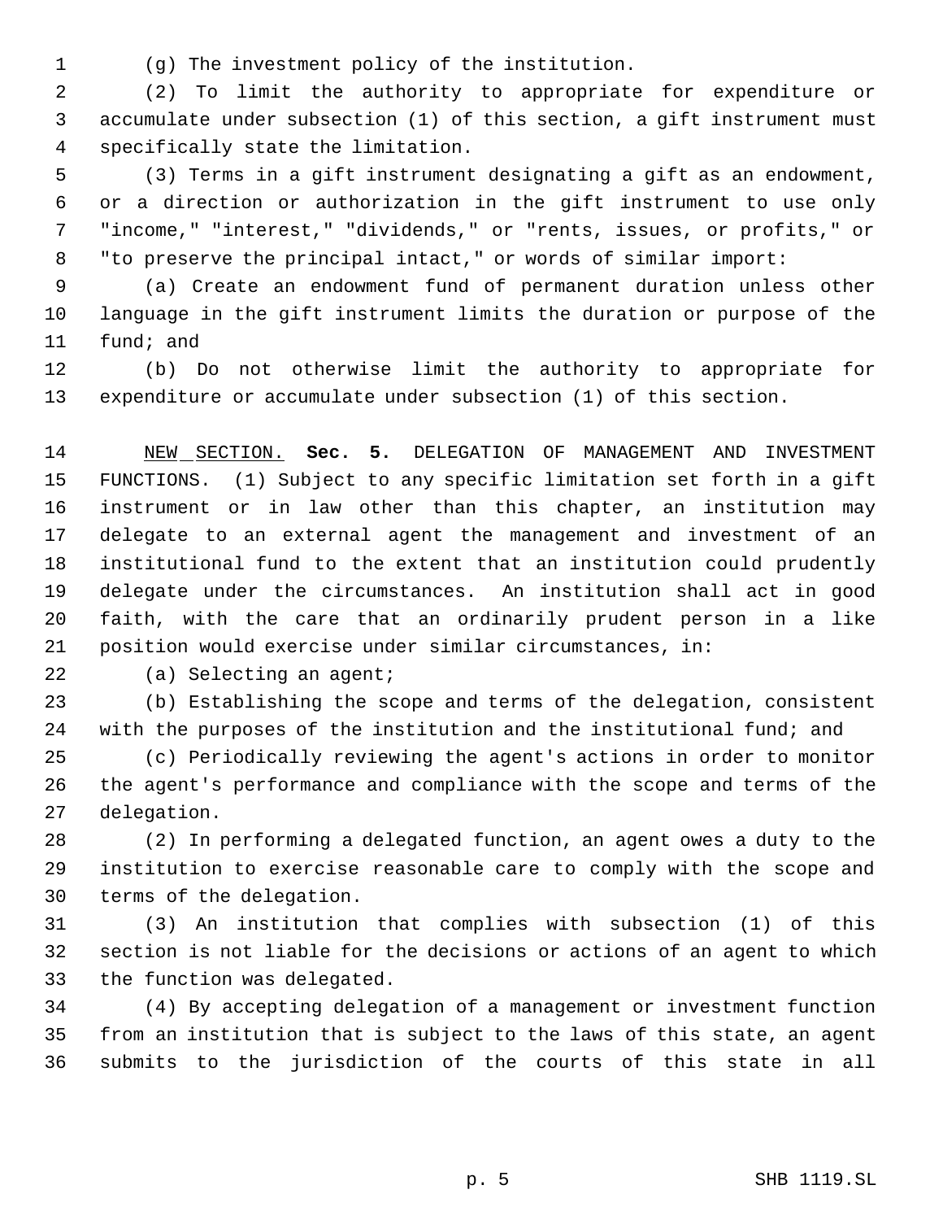(g) The investment policy of the institution.

(2) To limit the authority to appropriate for expenditure or accumulate under subsection (1) of this section, a gift instrument must specifically state the limitation.

(3) Terms in a gift instrument designating a gift as an endowment, or a direction or authorization in the gift instrument to use only "income," "interest," "dividends," or "rents, issues, or profits," or "to preserve the principal intact," or words of similar import:

(a) Create an endowment fund of permanent duration unless other language in the gift instrument limits the duration or purpose of the fund; and

(b) Do not otherwise limit the authority to appropriate for expenditure or accumulate under subsection (1) of this section.

NEW SECTION. **Sec. 5.** DELEGATION OF MANAGEMENT AND INVESTMENT FUNCTIONS. (1) Subject to any specific limitation set forth in a gift instrument or in law other than this chapter, an institution may delegate to an external agent the management and investment of an institutional fund to the extent that an institution could prudently delegate under the circumstances. An institution shall act in good faith, with the care that an ordinarily prudent person in a like position would exercise under similar circumstances, in:

(a) Selecting an agent;

(b) Establishing the scope and terms of the delegation, consistent with the purposes of the institution and the institutional fund; and

(c) Periodically reviewing the agent's actions in order to monitor the agent's performance and compliance with the scope and terms of the delegation.

(2) In performing a delegated function, an agent owes a duty to the institution to exercise reasonable care to comply with the scope and terms of the delegation.

(3) An institution that complies with subsection (1) of this section is not liable for the decisions or actions of an agent to which the function was delegated.

(4) By accepting delegation of a management or investment function from an institution that is subject to the laws of this state, an agent submits to the jurisdiction of the courts of this state in all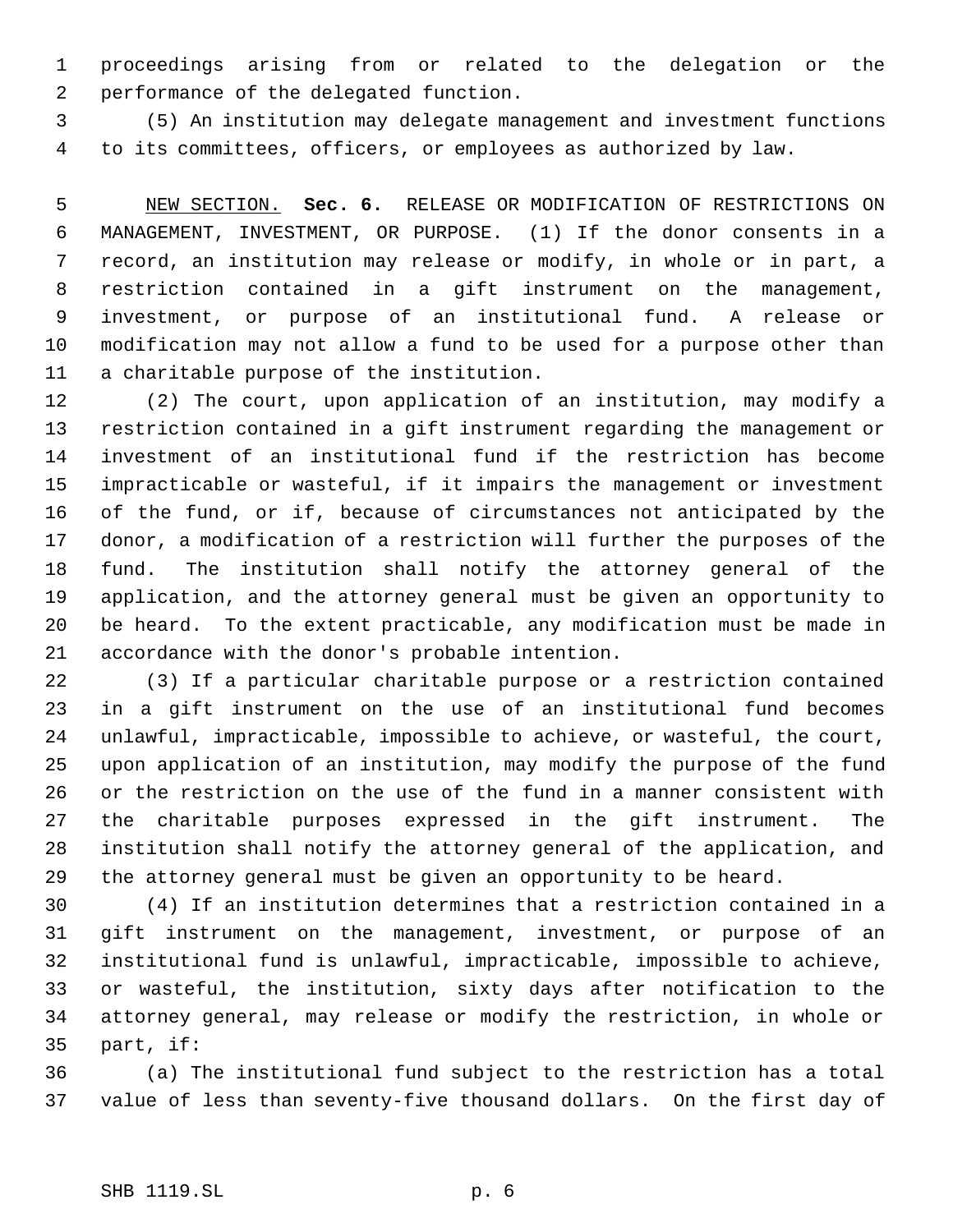proceedings arising from or related to the delegation or the performance of the delegated function.

(5) An institution may delegate management and investment functions to its committees, officers, or employees as authorized by law.

NEW SECTION. **Sec. 6.** RELEASE OR MODIFICATION OF RESTRICTIONS ON MANAGEMENT, INVESTMENT, OR PURPOSE. (1) If the donor consents in a record, an institution may release or modify, in whole or in part, a restriction contained in a gift instrument on the management, investment, or purpose of an institutional fund. A release or modification may not allow a fund to be used for a purpose other than a charitable purpose of the institution.

(2) The court, upon application of an institution, may modify a restriction contained in a gift instrument regarding the management or investment of an institutional fund if the restriction has become impracticable or wasteful, if it impairs the management or investment of the fund, or if, because of circumstances not anticipated by the donor, a modification of a restriction will further the purposes of the fund. The institution shall notify the attorney general of the application, and the attorney general must be given an opportunity to be heard. To the extent practicable, any modification must be made in accordance with the donor's probable intention.

(3) If a particular charitable purpose or a restriction contained in a gift instrument on the use of an institutional fund becomes unlawful, impracticable, impossible to achieve, or wasteful, the court, upon application of an institution, may modify the purpose of the fund or the restriction on the use of the fund in a manner consistent with the charitable purposes expressed in the gift instrument. The institution shall notify the attorney general of the application, and the attorney general must be given an opportunity to be heard.

(4) If an institution determines that a restriction contained in a gift instrument on the management, investment, or purpose of an institutional fund is unlawful, impracticable, impossible to achieve, or wasteful, the institution, sixty days after notification to the attorney general, may release or modify the restriction, in whole or part, if:

(a) The institutional fund subject to the restriction has a total value of less than seventy-five thousand dollars. On the first day of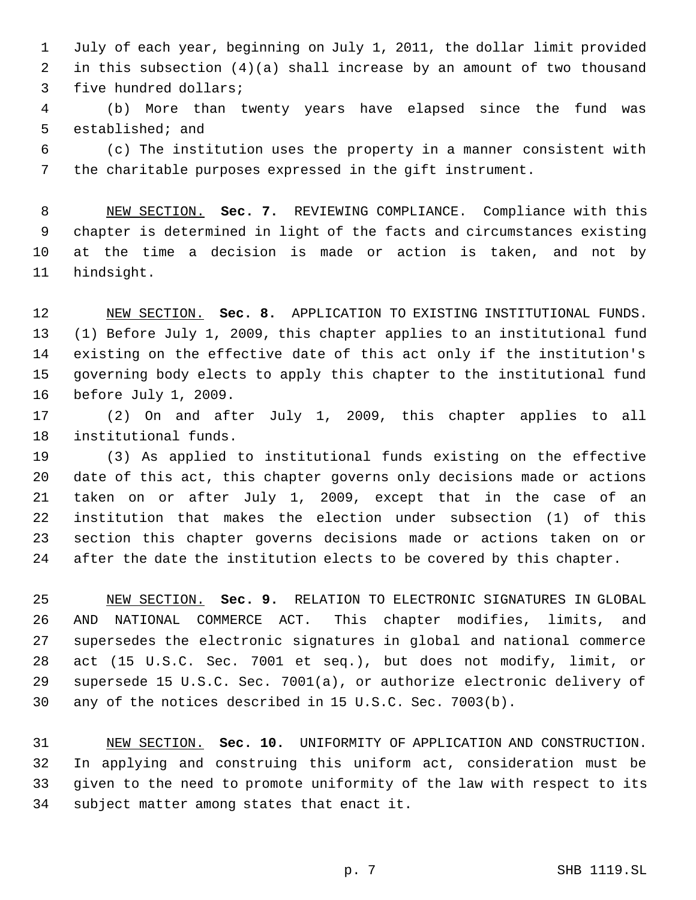July of each year, beginning on July 1, 2011, the dollar limit provided in this subsection (4)(a) shall increase by an amount of two thousand five hundred dollars;

(b) More than twenty years have elapsed since the fund was established; and

(c) The institution uses the property in a manner consistent with the charitable purposes expressed in the gift instrument.

NEW SECTION. **Sec. 7.** REVIEWING COMPLIANCE. Compliance with this chapter is determined in light of the facts and circumstances existing at the time a decision is made or action is taken, and not by hindsight.

NEW SECTION. **Sec. 8.** APPLICATION TO EXISTING INSTITUTIONAL FUNDS. (1) Before July 1, 2009, this chapter applies to an institutional fund existing on the effective date of this act only if the institution's governing body elects to apply this chapter to the institutional fund before July 1, 2009.

(2) On and after July 1, 2009, this chapter applies to all institutional funds.

(3) As applied to institutional funds existing on the effective date of this act, this chapter governs only decisions made or actions taken on or after July 1, 2009, except that in the case of an institution that makes the election under subsection (1) of this section this chapter governs decisions made or actions taken on or after the date the institution elects to be covered by this chapter.

NEW SECTION. **Sec. 9.** RELATION TO ELECTRONIC SIGNATURES IN GLOBAL AND NATIONAL COMMERCE ACT. This chapter modifies, limits, and supersedes the electronic signatures in global and national commerce act (15 U.S.C. Sec. 7001 et seq.), but does not modify, limit, or supersede 15 U.S.C. Sec. 7001(a), or authorize electronic delivery of any of the notices described in 15 U.S.C. Sec. 7003(b).

NEW SECTION. **Sec. 10.** UNIFORMITY OF APPLICATION AND CONSTRUCTION. In applying and construing this uniform act, consideration must be given to the need to promote uniformity of the law with respect to its subject matter among states that enact it.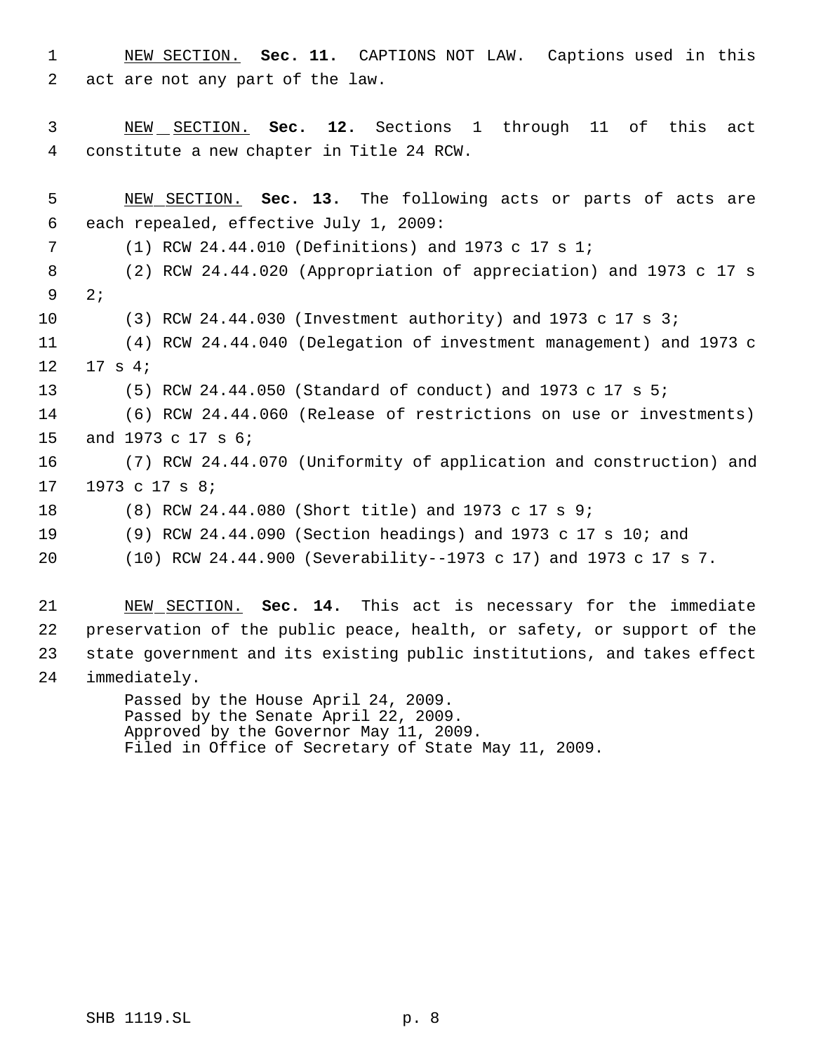NEW SECTION. **Sec. 11.** CAPTIONS NOT LAW. Captions used in this act are not any part of the law.

NEW SECTION. **Sec. 12.** Sections 1 through 11 of this act constitute a new chapter in Title 24 RCW.

NEW SECTION. **Sec. 13.** The following acts or parts of acts are each repealed, effective July 1, 2009:

(1) RCW 24.44.010 (Definitions) and 1973 c 17 s 1;

(2) RCW 24.44.020 (Appropriation of appreciation) and 1973 c 17 s 2;

(3) RCW 24.44.030 (Investment authority) and 1973 c 17 s 3;

(4) RCW 24.44.040 (Delegation of investment management) and 1973 c 17 s 4;

(5) RCW 24.44.050 (Standard of conduct) and 1973 c 17 s 5;

(6) RCW 24.44.060 (Release of restrictions on use or investments) and 1973 c 17 s 6;

(7) RCW 24.44.070 (Uniformity of application and construction) and 1973 c 17 s 8;

(8) RCW 24.44.080 (Short title) and 1973 c 17 s 9;

(9) RCW 24.44.090 (Section headings) and 1973 c 17 s 10; and

(10) RCW 24.44.900 (Severability--1973 c 17) and 1973 c 17 s 7.

NEW SECTION. **Sec. 14.** This act is necessary for the immediate preservation of the public peace, health, or safety, or support of the state government and its existing public institutions, and takes effect immediately.

Passed by the House April 24, 2009.
Passed by the Senate April 22, 2009.
Approved by the Governor May 11, 2009.
Filed in Office of Secretary of State May 11, 2009.